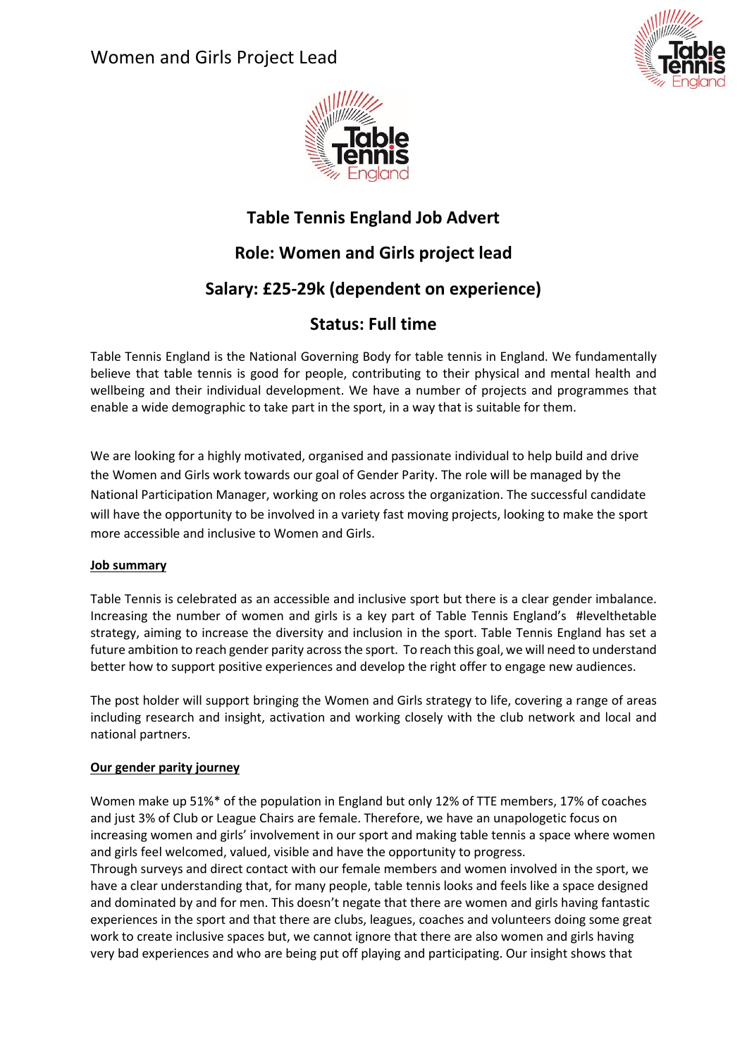Women and Girls Project Lead

# Table Tennis England Job Advert

## Role: Women and Girls project lead

## Salary: £25-29k (dependent on experience)

## Status: Full time

Table Tennis England is the National Governing Body for table tennis in England. We fundamentally believe that table tennis is good for people, contributing to their physical and mental health and wellbeing and their individual development. We have a number of projects and programmes that enable a wide demographic to take part in the sport, in a way that is suitable for them.

We are looking for a highly motivated, organised and passionate individual to help build and drive the Women and Girls work towards our goal of Gender Parity. The role will be managed by the National Participation Manager, working on roles across the organization. The successful candidate will have the opportunity to be involved in a variety fast moving projects, looking to make the sport more accessible and inclusive to Women and Girls.

**Job summary**

Table Tennis is celebrated as an accessible and inclusive sport but there is a clear gender imbalance. Increasing the number of women and girls is a key part of Table Tennis England's #levelthetable strategy, aiming to increase the diversity and inclusion in the sport. Table Tennis England has set a future ambition to reach gender parity across the sport. To reach this goal, we will need to understand better how to support positive experiences and develop the right offer to engage new audiences.

The post holder will support bringing the Women and Girls strategy to life, covering a range of areas including research and insight, activation and working closely with the club network and local and national partners.

**Our gender parity journey**

Women make up 51%* of the population in England but only 12% of TTE members, 17% of coaches and just 3% of Club or League Chairs are female. Therefore, we have an unapologetic focus on increasing women and girls' involvement in our sport and making table tennis a space where women and girls feel welcomed, valued, visible and have the opportunity to progress.
Through surveys and direct contact with our female members and women involved in the sport, we have a clear understanding that, for many people, table tennis looks and feels like a space designed and dominated by and for men. This doesn't negate that there are women and girls having fantastic experiences in the sport and that there are clubs, leagues, coaches and volunteers doing some great work to create inclusive spaces but, we cannot ignore that there are also women and girls having very bad experiences and who are being put off playing and participating. Our insight shows that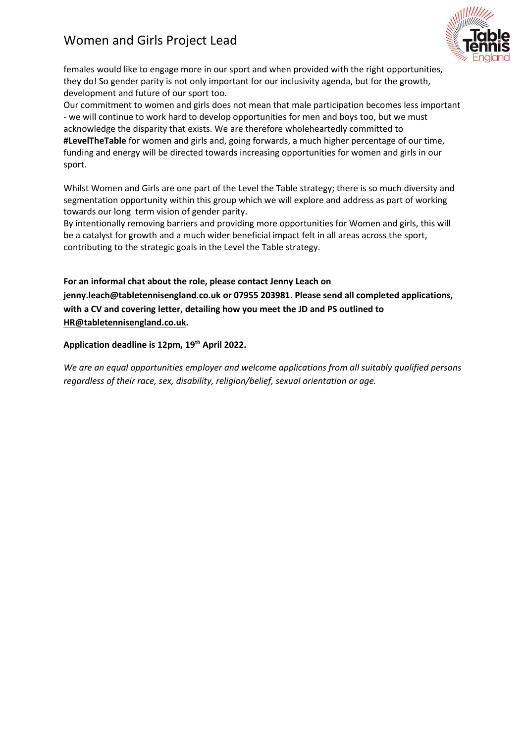females would like to engage more in our sport and when provided with the right opportunities, they do! So gender parity is not only important for our inclusivity agenda, but for the growth, development and future of our sport too.

Our commitment to women and girls does not mean that male participation becomes less important - we will continue to work hard to develop opportunities for men and boys too, but we must acknowledge the disparity that exists. We are therefore wholeheartedly committed to **#LevelTheTable** for women and girls and, going forwards, a much higher percentage of our time, funding and energy will be directed towards increasing opportunities for women and girls in our sport.

Whilst Women and Girls are one part of the Level the Table strategy; there is so much diversity and segmentation opportunity within this group which we will explore and address as part of working towards our long term vision of gender parity.

By intentionally removing barriers and providing more opportunities for Women and girls, this will be a catalyst for growth and a much wider beneficial impact felt in all areas across the sport, contributing to the strategic goals in the Level the Table strategy.

**For an informal chat about the role, please contact Jenny Leach on jenny.leach@tabletennisengland.co.uk or 07955 203981. Please send all completed applications, with a CV and covering letter, detailing how you meet the JD and PS outlined to HR@tabletennisengland.co.uk.**

**Application deadline is 12pm, 19th April 2022.**

*We are an equal opportunities employer and welcome applications from all suitably qualified persons regardless of their race, sex, disability, religion/belief, sexual orientation or age.*